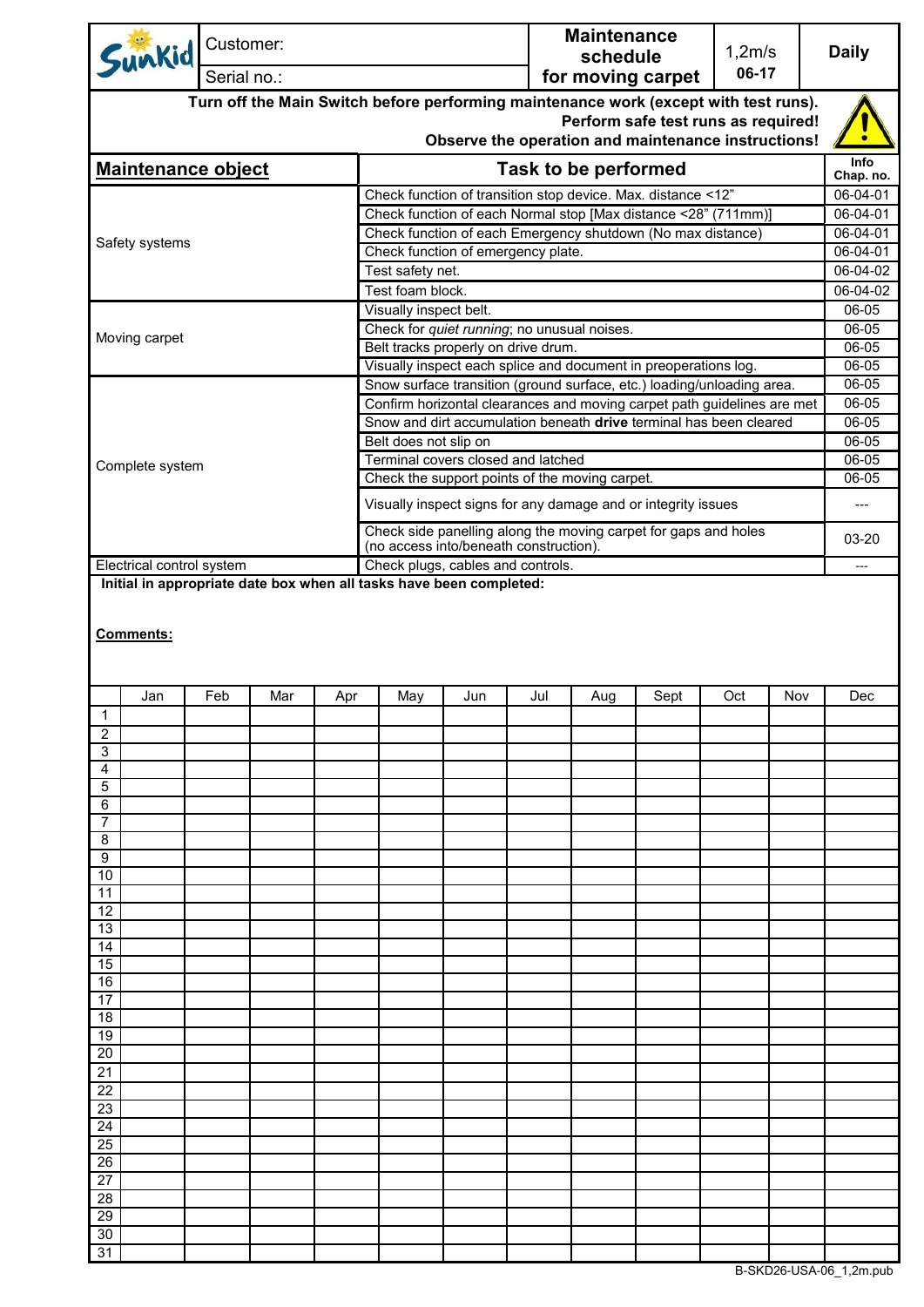| Sunkid | Customer: | Maintenance schedule for moving carpet | 1,2m/s | Daily |
|---|---|---|---|---|
| | Serial no.: | | 06-17 | |

**Turn off the Main Switch before performing maintenance work (except with test runs).**
**Perform safe test runs as required!**
**Observe the operation and maintenance instructions!**

| Maintenance object | Task to be performed | Info Chap. no. |
|---|---|---|
| Safety systems | Check function of transition stop device. Max. distance <12" | 06-04-01 |
| | Check function of each Normal stop [Max distance <28" (711mm)] | 06-04-01 |
| | Check function of each Emergency shutdown (No max distance) | 06-04-01 |
| | Check function of emergency plate. | 06-04-01 |
| | Test safety net. | 06-04-02 |
| | Test foam block. | 06-04-02 |
| Moving carpet | Visually inspect belt. | 06-05 |
| | Check for *quiet running*; no unusual noises. | 06-05 |
| | Belt tracks properly on drive drum. | 06-05 |
| | Visually inspect each splice and document in preoperations log. | 06-05 |
| Complete system | Snow surface transition (ground surface, etc.) loading/unloading area. | 06-05 |
| | Confirm horizontal clearances and moving carpet path guidelines are met | 06-05 |
| | Snow and dirt accumulation beneath **drive** terminal has been cleared | 06-05 |
| | Belt does not slip on | 06-05 |
| | Terminal covers closed and latched | 06-05 |
| | Check the support points of the moving carpet. | 06-05 |
| | Visually inspect signs for any damage and or integrity issues | --- |
| | Check side panelling along the moving carpet for gaps and holes (no access into/beneath construction). | 03-20 |
| Electrical control system | Check plugs, cables and controls. | --- |

**Initial in appropriate date box when all tasks have been completed:**

**Comments:**

| | Jan | Feb | Mar | Apr | May | Jun | Jul | Aug | Sept | Oct | Nov | Dec |
|---|---|---|---|---|---|---|---|---|---|---|---|---|
| 1 | | | | | | | | | | | | |
| 2 | | | | | | | | | | | | |
| 3 | | | | | | | | | | | | |
| 4 | | | | | | | | | | | | |
| 5 | | | | | | | | | | | | |
| 6 | | | | | | | | | | | | |
| 7 | | | | | | | | | | | | |
| 8 | | | | | | | | | | | | |
| 9 | | | | | | | | | | | | |
| 10 | | | | | | | | | | | | |
| 11 | | | | | | | | | | | | |
| 12 | | | | | | | | | | | | |
| 13 | | | | | | | | | | | | |
| 14 | | | | | | | | | | | | |
| 15 | | | | | | | | | | | | |
| 16 | | | | | | | | | | | | |
| 17 | | | | | | | | | | | | |
| 18 | | | | | | | | | | | | |
| 19 | | | | | | | | | | | | |
| 20 | | | | | | | | | | | | |
| 21 | | | | | | | | | | | | |
| 22 | | | | | | | | | | | | |
| 23 | | | | | | | | | | | | |
| 24 | | | | | | | | | | | | |
| 25 | | | | | | | | | | | | |
| 26 | | | | | | | | | | | | |
| 27 | | | | | | | | | | | | |
| 28 | | | | | | | | | | | | |
| 29 | | | | | | | | | | | | |
| 30 | | | | | | | | | | | | |
| 31 | | | | | | | | | | | | |

B-SKD26-USA-06_1,2m.pub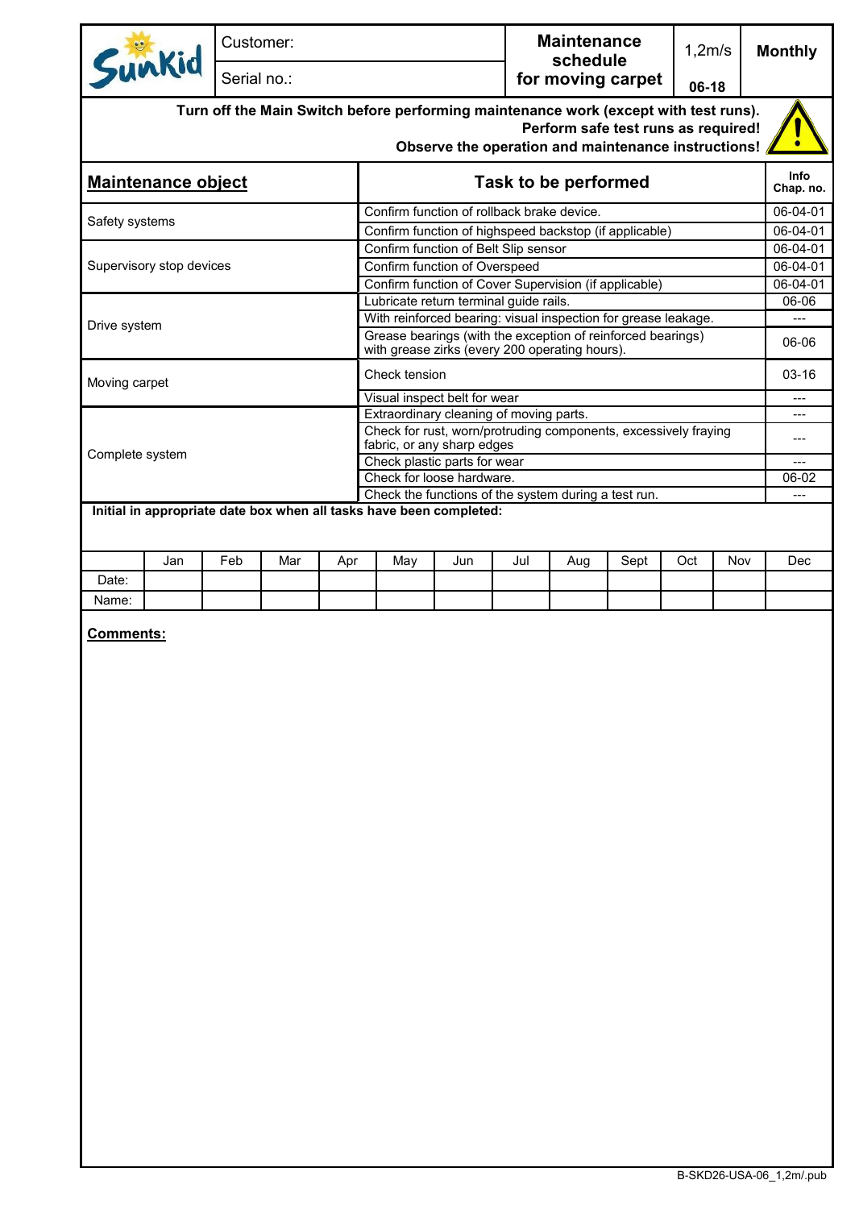| SunKid | Customer: | Maintenance schedule for moving carpet | 1,2m/s | Monthly |
|---|---|---|---|---|
| | Serial no.: | | 06-18 | |

**Turn off the Main Switch before performing maintenance work (except with test runs).**
**Perform safe test runs as required!**
**Observe the operation and maintenance instructions!**

| Maintenance object | Task to be performed | Info Chap. no. |
|---|---|---|
| Safety systems | Confirm function of rollback brake device. | 06-04-01 |
| | Confirm function of highspeed backstop (if applicable) | 06-04-01 |
| Supervisory stop devices | Confirm function of Belt Slip sensor | 06-04-01 |
| | Confirm function of Overspeed | 06-04-01 |
| | Confirm function of Cover Supervision (if applicable) | 06-04-01 |
| Drive system | Lubricate return terminal guide rails. | 06-06 |
| | With reinforced bearing: visual inspection for grease leakage. | --- |
| | Grease bearings (with the exception of reinforced bearings) with grease zirks (every 200 operating hours). | 06-06 |
| Moving carpet | Check tension | 03-16 |
| | Visual inspect belt for wear | --- |
| Complete system | Extraordinary cleaning of moving parts. | --- |
| | Check for rust, worn/protruding components, excessively fraying fabric, or any sharp edges | --- |
| | Check plastic parts for wear | --- |
| | Check for loose hardware. | 06-02 |
| | Check the functions of the system during a test run. | --- |

**Initial in appropriate date box when all tasks have been completed:**

| | Jan | Feb | Mar | Apr | May | Jun | Jul | Aug | Sept | Oct | Nov | Dec |
|---|---|---|---|---|---|---|---|---|---|---|---|---|
| Date: | | | | | | | | | | | | |
| Name: | | | | | | | | | | | | |

**Comments:**

B-SKD26-USA-06_1,2m/.pub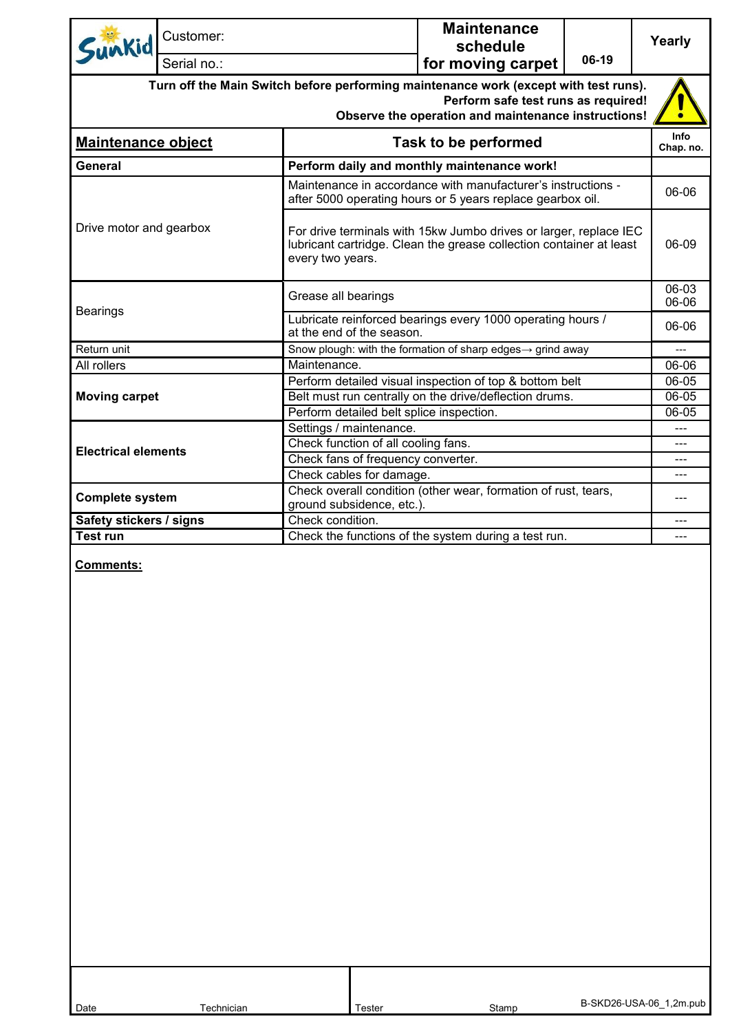| Sunkid | Customer: | Maintenance schedule for moving carpet | 06-19 | Yearly |
|---|---|---|---|---|
| | Serial no.: | | | |

**Turn off the Main Switch before performing maintenance work (except with test runs).**
**Perform safe test runs as required!**
**Observe the operation and maintenance instructions!**

| Maintenance object | Task to be performed | Info Chap. no. |
|---|---|---|
| **General** | **Perform daily and monthly maintenance work!** | |
| Drive motor and gearbox | Maintenance in accordance with manufacturer's instructions - after 5000 operating hours or 5 years replace gearbox oil. | 06-06 |
| | For drive terminals with 15kw Jumbo drives or larger, replace IEC lubricant cartridge. Clean the grease collection container at least every two years. | 06-09 |
| Bearings | Grease all bearings | 06-03 06-06 |
| | Lubricate reinforced bearings every 1000 operating hours / at the end of the season. | 06-06 |
| Return unit | Snow plough: with the formation of sharp edges→ grind away | --- |
| All rollers | Maintenance. | 06-06 |
| **Moving carpet** | Perform detailed visual inspection of top & bottom belt | 06-05 |
| | Belt must run centrally on the drive/deflection drums. | 06-05 |
| | Perform detailed belt splice inspection. | 06-05 |
| **Electrical elements** | Settings / maintenance. | --- |
| | Check function of all cooling fans. | --- |
| | Check fans of frequency converter. | --- |
| | Check cables for damage. | --- |
| **Complete system** | Check overall condition (other wear, formation of rust, tears, ground subsidence, etc.). | --- |
| **Safety stickers / signs** | Check condition. | --- |
| **Test run** | Check the functions of the system during a test run. | --- |

**Comments:**

| Date | Technician | Tester | Stamp |
|---|---|---|---|
| | | | |

B-SKD26-USA-06_1,2m.pub